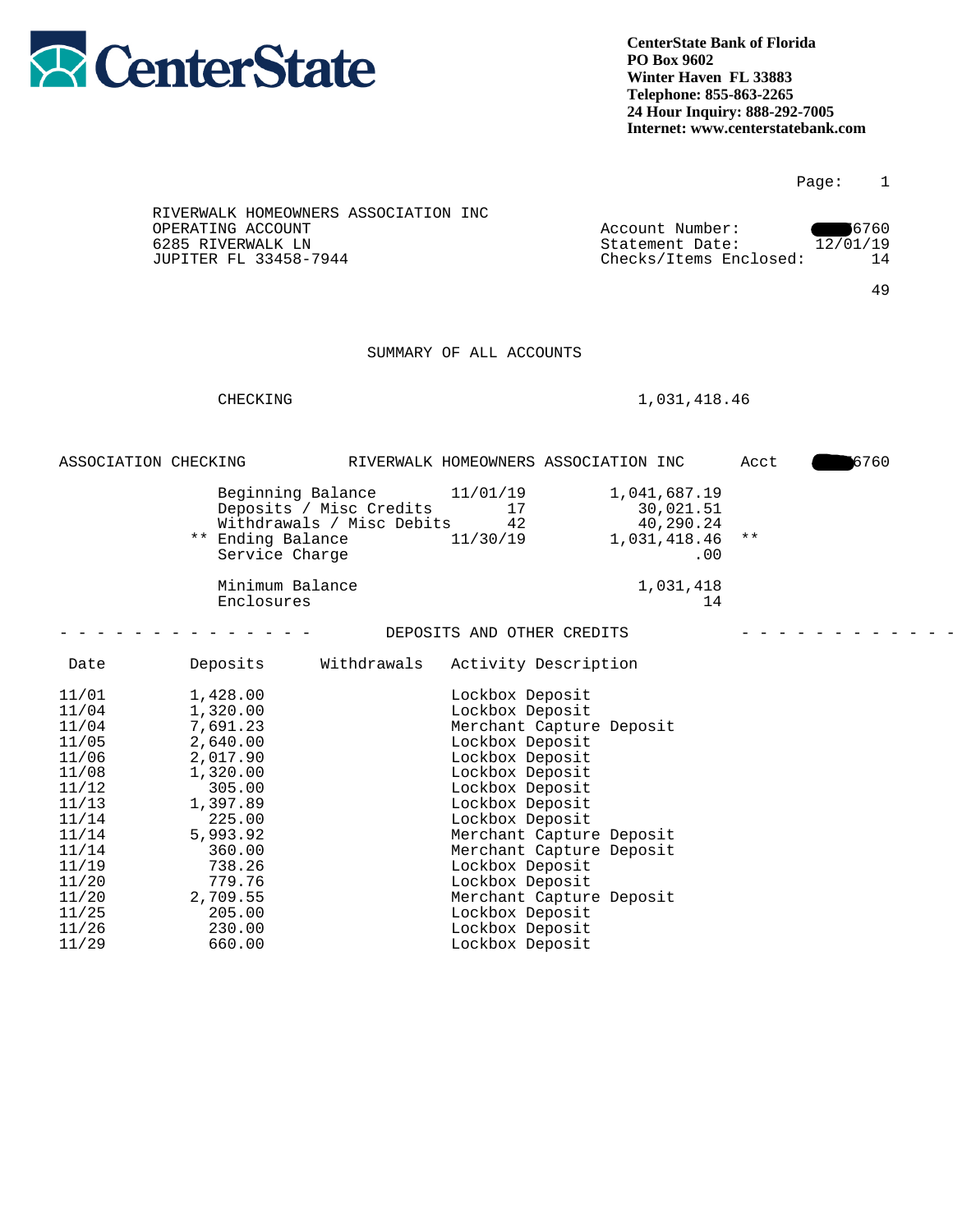**CenterState Bank of Florida**
**PO Box 9602**
**Winter Haven FL 33883**
**Telephone: 855-863-2265**
**24 Hour Inquiry: 888-292-7005**
**Internet: www.centerstatebank.com**

RIVERWALK HOMEOWNERS ASSOCIATION INC
OPERATING ACCOUNT
6285 RIVERWALK LN
JUPITER FL 33458-7944

Account Number: ████6760
Statement Date: 12/01/19
Checks/Items Enclosed: 14

49

## SUMMARY OF ALL ACCOUNTS

| | |
|---|---|
| CHECKING | 1,031,418.46 |

## ASSOCIATION CHECKING — RIVERWALK HOMEOWNERS ASSOCIATION INC — Acct ████6760

| | | | |
|---|---|---|---|
| Beginning Balance | 11/01/19 | 1,041,687.19 | |
| Deposits / Misc Credits | 17 | 30,021.51 | |
| Withdrawals / Misc Debits | 42 | 40,290.24 | |
| ** Ending Balance | 11/30/19 | 1,031,418.46 | ** |
| Service Charge | | .00 | |
| Minimum Balance | | 1,031,418 | |
| Enclosures | | 14 | |

### DEPOSITS AND OTHER CREDITS

| Date | Deposits | Withdrawals | Activity Description |
|---|---|---|---|
| 11/01 | 1,428.00 | | Lockbox Deposit |
| 11/04 | 1,320.00 | | Lockbox Deposit |
| 11/04 | 7,691.23 | | Merchant Capture Deposit |
| 11/05 | 2,640.00 | | Lockbox Deposit |
| 11/06 | 2,017.90 | | Lockbox Deposit |
| 11/08 | 1,320.00 | | Lockbox Deposit |
| 11/12 | 305.00 | | Lockbox Deposit |
| 11/13 | 1,397.89 | | Lockbox Deposit |
| 11/14 | 225.00 | | Lockbox Deposit |
| 11/14 | 5,993.92 | | Merchant Capture Deposit |
| 11/14 | 360.00 | | Merchant Capture Deposit |
| 11/19 | 738.26 | | Lockbox Deposit |
| 11/20 | 779.76 | | Lockbox Deposit |
| 11/20 | 2,709.55 | | Merchant Capture Deposit |
| 11/25 | 205.00 | | Lockbox Deposit |
| 11/26 | 230.00 | | Lockbox Deposit |
| 11/29 | 660.00 | | Lockbox Deposit |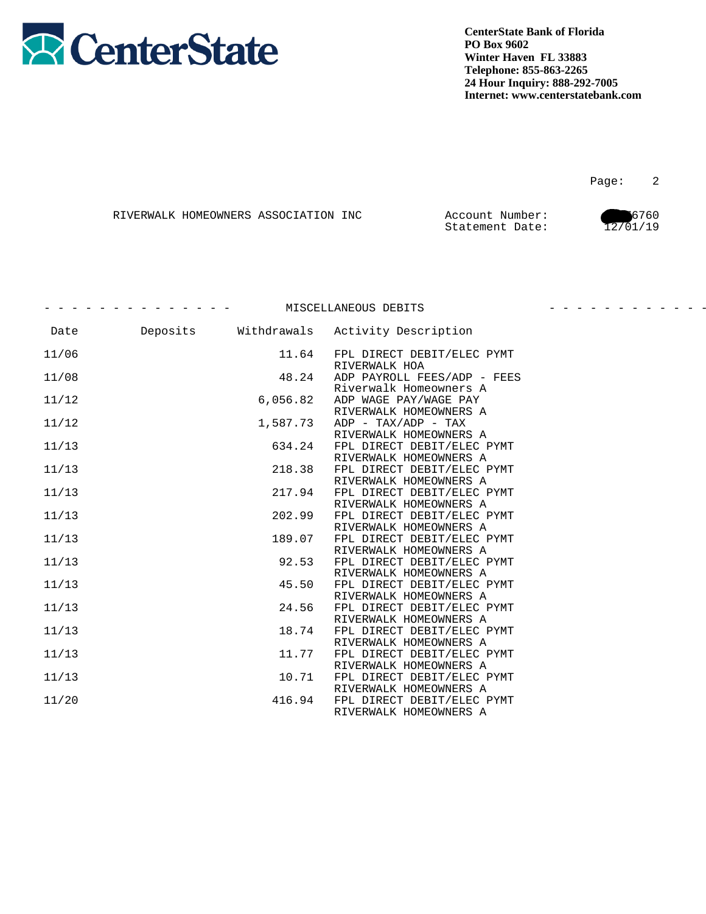**CenterState Bank of Florida**
**PO Box 9602**
**Winter Haven FL 33883**
**Telephone: 855-863-2265**
**24 Hour Inquiry: 888-292-7005**
**Internet: www.centerstatebank.com**

RIVERWALK HOMEOWNERS ASSOCIATION INC

Account Number: 6760
Statement Date: 12/01/19

## MISCELLANEOUS DEBITS

| Date | Deposits | Withdrawals | Activity Description |
|---|---|---|---|
| 11/06 | | 11.64 | FPL DIRECT DEBIT/ELEC PYMT RIVERWALK HOA |
| 11/08 | | 48.24 | ADP PAYROLL FEES/ADP - FEES Riverwalk Homeowners A |
| 11/12 | | 6,056.82 | ADP WAGE PAY/WAGE PAY RIVERWALK HOMEOWNERS A |
| 11/12 | | 1,587.73 | ADP - TAX/ADP - TAX RIVERWALK HOMEOWNERS A |
| 11/13 | | 634.24 | FPL DIRECT DEBIT/ELEC PYMT RIVERWALK HOMEOWNERS A |
| 11/13 | | 218.38 | FPL DIRECT DEBIT/ELEC PYMT RIVERWALK HOMEOWNERS A |
| 11/13 | | 217.94 | FPL DIRECT DEBIT/ELEC PYMT RIVERWALK HOMEOWNERS A |
| 11/13 | | 202.99 | FPL DIRECT DEBIT/ELEC PYMT RIVERWALK HOMEOWNERS A |
| 11/13 | | 189.07 | FPL DIRECT DEBIT/ELEC PYMT RIVERWALK HOMEOWNERS A |
| 11/13 | | 92.53 | FPL DIRECT DEBIT/ELEC PYMT RIVERWALK HOMEOWNERS A |
| 11/13 | | 45.50 | FPL DIRECT DEBIT/ELEC PYMT RIVERWALK HOMEOWNERS A |
| 11/13 | | 24.56 | FPL DIRECT DEBIT/ELEC PYMT RIVERWALK HOMEOWNERS A |
| 11/13 | | 18.74 | FPL DIRECT DEBIT/ELEC PYMT RIVERWALK HOMEOWNERS A |
| 11/13 | | 11.77 | FPL DIRECT DEBIT/ELEC PYMT RIVERWALK HOMEOWNERS A |
| 11/13 | | 10.71 | FPL DIRECT DEBIT/ELEC PYMT RIVERWALK HOMEOWNERS A |
| 11/20 | | 416.94 | FPL DIRECT DEBIT/ELEC PYMT RIVERWALK HOMEOWNERS A |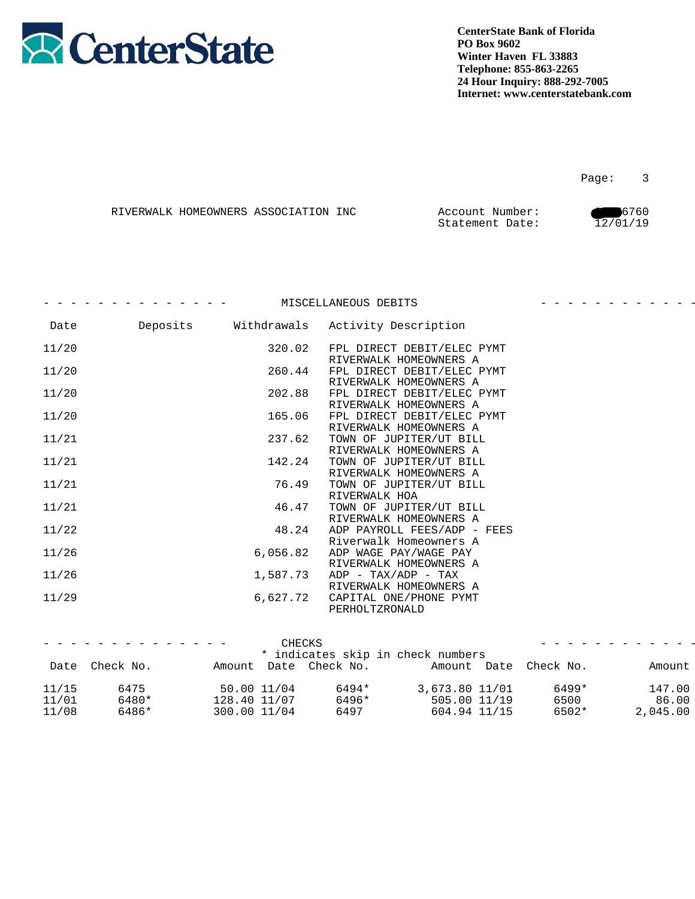**CenterState**

**CenterState Bank of Florida**
**PO Box 9602**
**Winter Haven FL 33883**
**Telephone: 855-863-2265**
**24 Hour Inquiry: 888-292-7005**
**Internet: www.centerstatebank.com**

RIVERWALK HOMEOWNERS ASSOCIATION INC

Account Number: 6760
Statement Date: 12/01/19

## MISCELLANEOUS DEBITS

| Date | Deposits | Withdrawals | Activity Description |
|---|---|---|---|
| 11/20 | | 320.02 | FPL DIRECT DEBIT/ELEC PYMT RIVERWALK HOMEOWNERS A |
| 11/20 | | 260.44 | FPL DIRECT DEBIT/ELEC PYMT RIVERWALK HOMEOWNERS A |
| 11/20 | | 202.88 | FPL DIRECT DEBIT/ELEC PYMT RIVERWALK HOMEOWNERS A |
| 11/20 | | 165.06 | FPL DIRECT DEBIT/ELEC PYMT RIVERWALK HOMEOWNERS A |
| 11/21 | | 237.62 | TOWN OF JUPITER/UT BILL RIVERWALK HOMEOWNERS A |
| 11/21 | | 142.24 | TOWN OF JUPITER/UT BILL RIVERWALK HOMEOWNERS A |
| 11/21 | | 76.49 | TOWN OF JUPITER/UT BILL RIVERWALK HOA |
| 11/21 | | 46.47 | TOWN OF JUPITER/UT BILL RIVERWALK HOMEOWNERS A |
| 11/22 | | 48.24 | ADP PAYROLL FEES/ADP - FEES Riverwalk Homeowners A |
| 11/26 | | 6,056.82 | ADP WAGE PAY/WAGE PAY RIVERWALK HOMEOWNERS A |
| 11/26 | | 1,587.73 | ADP - TAX/ADP - TAX RIVERWALK HOMEOWNERS A |
| 11/29 | | 6,627.72 | CAPITAL ONE/PHONE PYMT PERHOLTZRONALD |

## CHECKS

\* indicates skip in check numbers

| Date | Check No. | Amount | Date | Check No. | Amount | Date | Check No. | Amount |
|---|---|---|---|---|---|---|---|---|
| 11/15 | 6475 | 50.00 | 11/04 | 6494* | 3,673.80 | 11/01 | 6499* | 147.00 |
| 11/01 | 6480* | 128.40 | 11/07 | 6496* | 505.00 | 11/19 | 6500 | 86.00 |
| 11/08 | 6486* | 300.00 | 11/04 | 6497 | 604.94 | 11/15 | 6502* | 2,045.00 |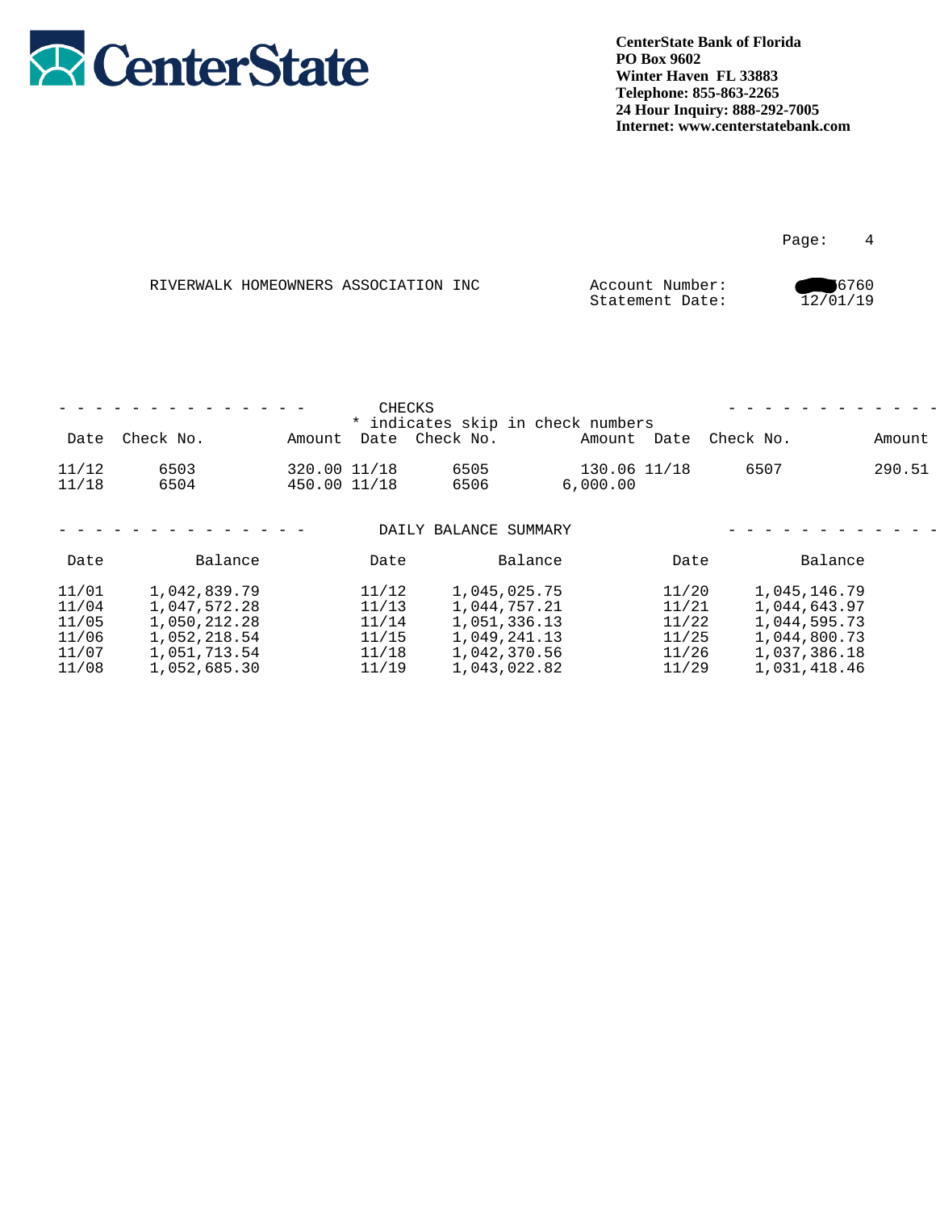**CenterState**

**CenterState Bank of Florida**
**PO Box 9602**
**Winter Haven FL 33883**
**Telephone: 855-863-2265**
**24 Hour Inquiry: 888-292-7005**
**Internet: www.centerstatebank.com**

RIVERWALK HOMEOWNERS ASSOCIATION INC

Account Number: 6760
Statement Date: 12/01/19

## CHECKS

\* indicates skip in check numbers

| Date | Check No. | Amount | Date | Check No. | Amount | Date | Check No. | Amount |
|---|---|---|---|---|---|---|---|---|
| 11/12 | 6503 | 320.00 | 11/18 | 6505 | 130.06 | 11/18 | 6507 | 290.51 |
| 11/18 | 6504 | 450.00 | 11/18 | 6506 | 6,000.00 | | | |

## DAILY BALANCE SUMMARY

| Date | Balance | Date | Balance | Date | Balance |
|---|---|---|---|---|---|
| 11/01 | 1,042,839.79 | 11/12 | 1,045,025.75 | 11/20 | 1,045,146.79 |
| 11/04 | 1,047,572.28 | 11/13 | 1,044,757.21 | 11/21 | 1,044,643.97 |
| 11/05 | 1,050,212.28 | 11/14 | 1,051,336.13 | 11/22 | 1,044,595.73 |
| 11/06 | 1,052,218.54 | 11/15 | 1,049,241.13 | 11/25 | 1,044,800.73 |
| 11/07 | 1,051,713.54 | 11/18 | 1,042,370.56 | 11/26 | 1,037,386.18 |
| 11/08 | 1,052,685.30 | 11/19 | 1,043,022.82 | 11/29 | 1,031,418.46 |